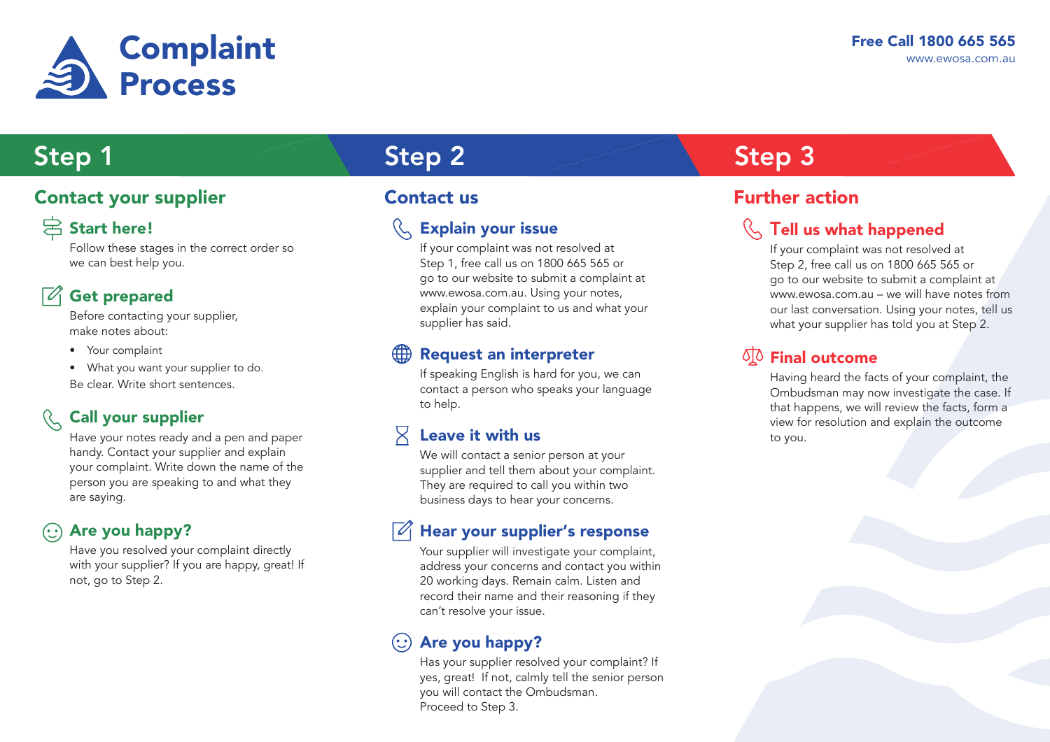# Complaint Process

**Free Call 1800 665 565**
www.ewosa.com.au

## Step 1

### Contact your supplier

#### Start here!

Follow these stages in the correct order so we can best help you.

#### Get prepared

Before contacting your supplier, make notes about:

- Your complaint
- What you want your supplier to do.

Be clear. Write short sentences.

#### Call your supplier

Have your notes ready and a pen and paper handy. Contact your supplier and explain your complaint. Write down the name of the person you are speaking to and what they are saying.

#### Are you happy?

Have you resolved your complaint directly with your supplier? If you are happy, great! If not, go to Step 2.

## Step 2

### Contact us

#### Explain your issue

If your complaint was not resolved at Step 1, free call us on 1800 665 565 or go to our website to submit a complaint at www.ewosa.com.au. Using your notes, explain your complaint to us and what your supplier has said.

#### Request an interpreter

If speaking English is hard for you, we can contact a person who speaks your language to help.

#### Leave it with us

We will contact a senior person at your supplier and tell them about your complaint. They are required to call you within two business days to hear your concerns.

#### Hear your supplier's response

Your supplier will investigate your complaint, address your concerns and contact you within 20 working days. Remain calm. Listen and record their name and their reasoning if they can't resolve your issue.

#### Are you happy?

Has your supplier resolved your complaint? If yes, great! If not, calmly tell the senior person you will contact the Ombudsman.
Proceed to Step 3.

## Step 3

### Further action

#### Tell us what happened

If your complaint was not resolved at Step 2, free call us on 1800 665 565 or go to our website to submit a complaint at www.ewosa.com.au – we will have notes from our last conversation. Using your notes, tell us what your supplier has told you at Step 2.

#### Final outcome

Having heard the facts of your complaint, the Ombudsman may now investigate the case. If that happens, we will review the facts, form a view for resolution and explain the outcome to you.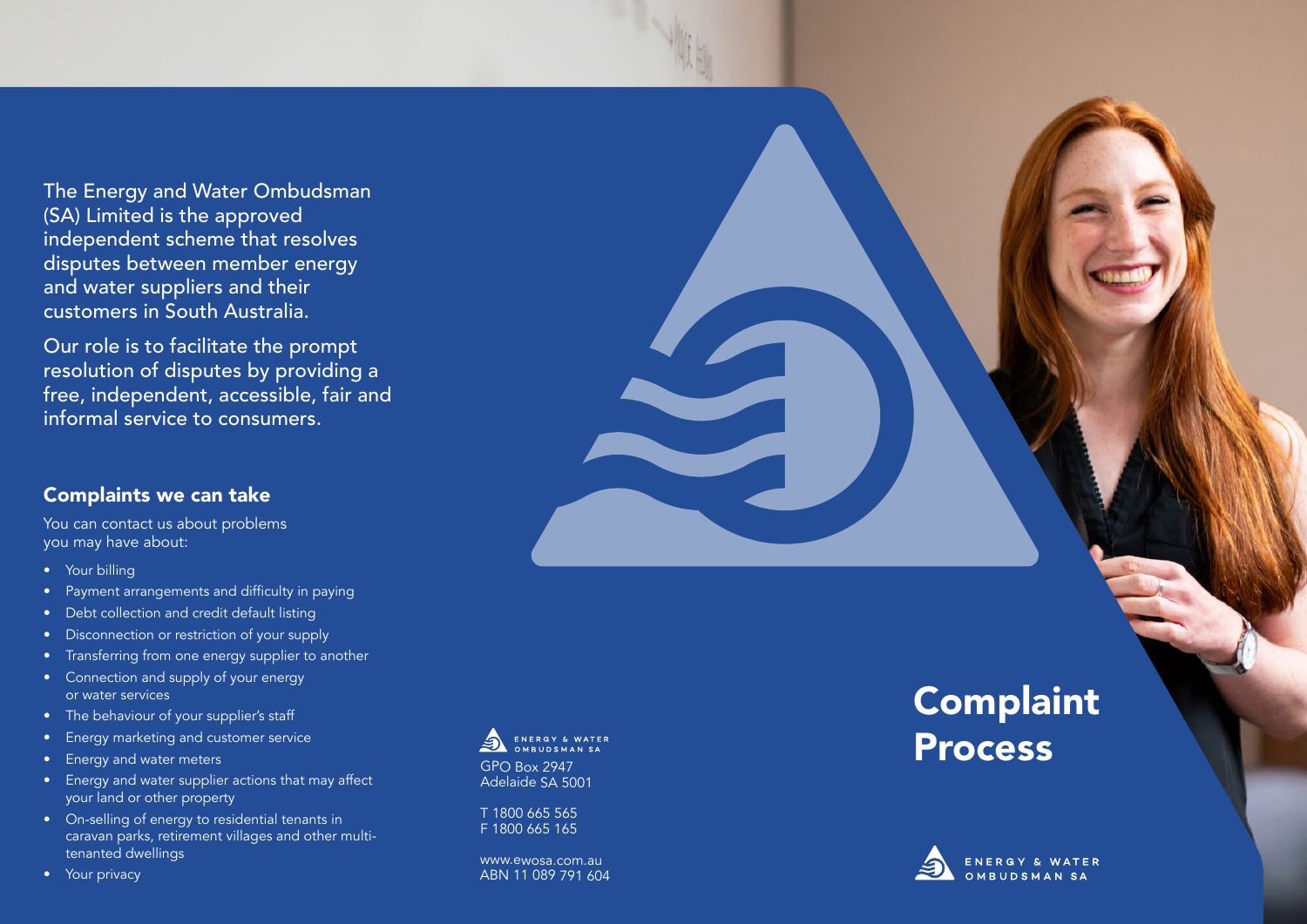The Energy and Water Ombudsman (SA) Limited is the approved independent scheme that resolves disputes between member energy and water suppliers and their customers in South Australia.

Our role is to facilitate the prompt resolution of disputes by providing a free, independent, accessible, fair and informal service to consumers.

## Complaints we can take

You can contact us about problems you may have about:

- Your billing
- Payment arrangements and difficulty in paying
- Debt collection and credit default listing
- Disconnection or restriction of your supply
- Transferring from one energy supplier to another
- Connection and supply of your energy or water services
- The behaviour of your supplier's staff
- Energy marketing and customer service
- Energy and water meters
- Energy and water supplier actions that may affect your land or other property
- On-selling of energy to residential tenants in caravan parks, retirement villages and other multi-tenanted dwellings
- Your privacy

ENERGY & WATER OMBUDSMAN SA

GPO Box 2947
Adelaide SA 5001

T 1800 665 565
F 1800 665 165

www.ewosa.com.au
ABN 11 089 791 604

# Complaint Process

ENERGY & WATER OMBUDSMAN SA